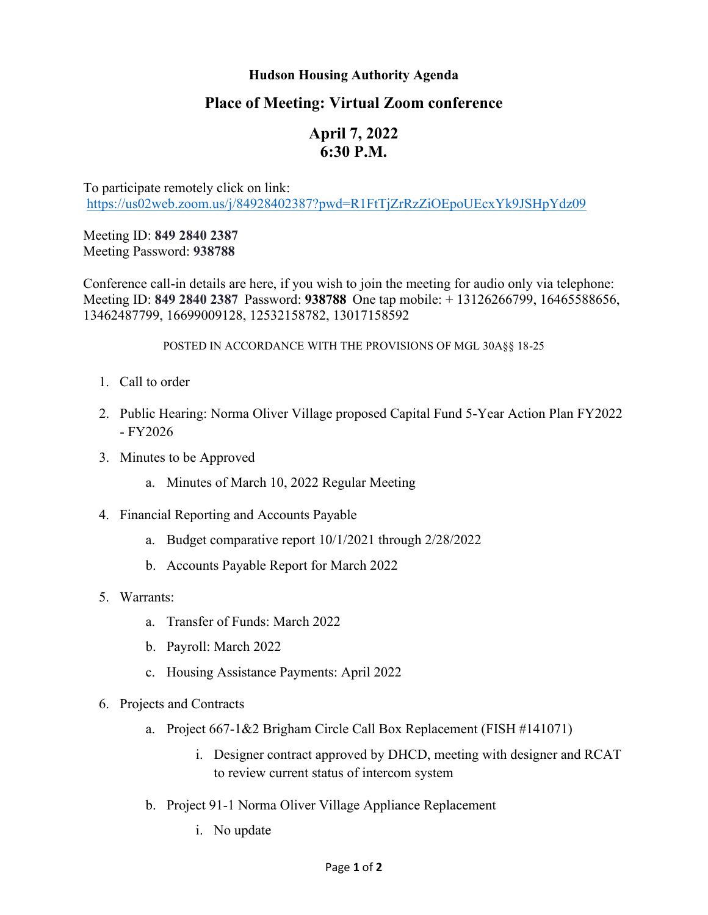# Hudson Housing Authority Agenda

## Place of Meeting: Virtual Zoom conference

## April 7, 2022
## 6:30 P.M.

To participate remotely click on link:
https://us02web.zoom.us/j/84928402387?pwd=R1FtTjZrRzZiOEpoUEcxYk9JSHpYdz09

Meeting ID: **849 2840 2387**
Meeting Password: **938788**

Conference call-in details are here, if you wish to join the meeting for audio only via telephone:
Meeting ID: **849 2840 2387** Password: **938788** One tap mobile: + 13126266799, 16465588656, 13462487799, 16699009128, 12532158782, 13017158592

POSTED IN ACCORDANCE WITH THE PROVISIONS OF MGL 30A§§ 18-25

1. Call to order
2. Public Hearing: Norma Oliver Village proposed Capital Fund 5-Year Action Plan FY2022 - FY2026
3. Minutes to be Approved
   a. Minutes of March 10, 2022 Regular Meeting
4. Financial Reporting and Accounts Payable
   a. Budget comparative report 10/1/2021 through 2/28/2022
   b. Accounts Payable Report for March 2022
5. Warrants:
   a. Transfer of Funds: March 2022
   b. Payroll: March 2022
   c. Housing Assistance Payments: April 2022
6. Projects and Contracts
   a. Project 667-1&2 Brigham Circle Call Box Replacement (FISH #141071)
      i. Designer contract approved by DHCD, meeting with designer and RCAT to review current status of intercom system
   b. Project 91-1 Norma Oliver Village Appliance Replacement
      i. No update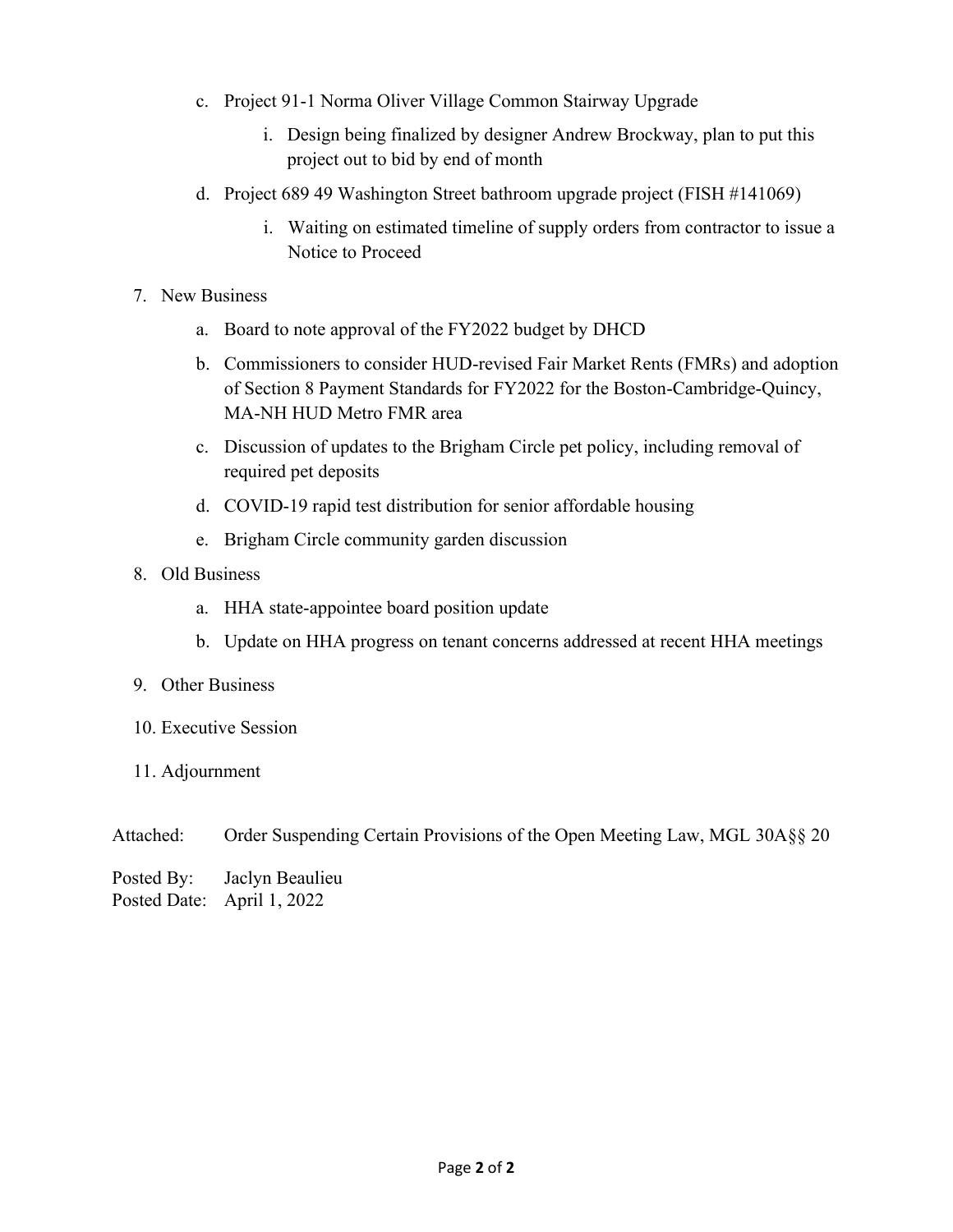c. Project 91-1 Norma Oliver Village Common Stairway Upgrade

    i. Design being finalized by designer Andrew Brockway, plan to put this project out to bid by end of month

d. Project 689 49 Washington Street bathroom upgrade project (FISH #141069)

    i. Waiting on estimated timeline of supply orders from contractor to issue a Notice to Proceed

7. New Business

    a. Board to note approval of the FY2022 budget by DHCD

    b. Commissioners to consider HUD-revised Fair Market Rents (FMRs) and adoption of Section 8 Payment Standards for FY2022 for the Boston-Cambridge-Quincy, MA-NH HUD Metro FMR area

    c. Discussion of updates to the Brigham Circle pet policy, including removal of required pet deposits

    d. COVID-19 rapid test distribution for senior affordable housing

    e. Brigham Circle community garden discussion

8. Old Business

    a. HHA state-appointee board position update

    b. Update on HHA progress on tenant concerns addressed at recent HHA meetings

9. Other Business

10. Executive Session

11. Adjournment

Attached: Order Suspending Certain Provisions of the Open Meeting Law, MGL 30A§§ 20

Posted By: Jaclyn Beaulieu
Posted Date: April 1, 2022